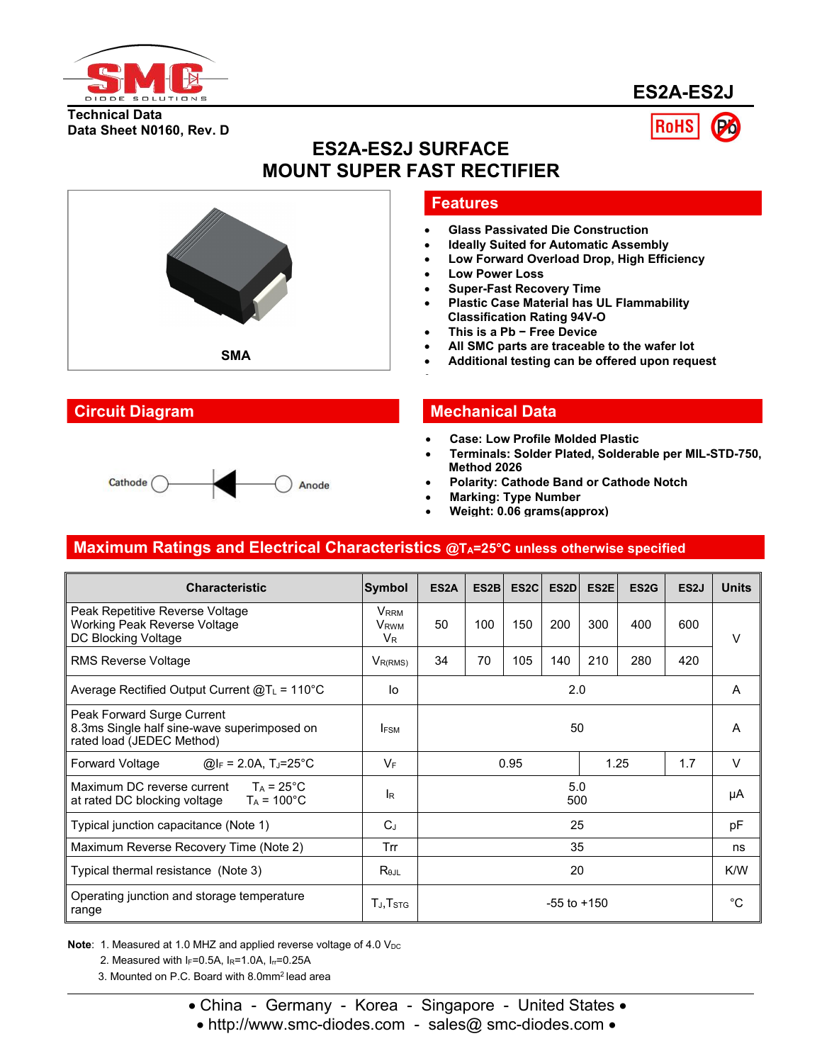# ES2A-ES2J

Technical Data
Data Sheet N0160, Rev. D

RoHS

## ES2A-ES2J SURFACE MOUNT SUPER FAST RECTIFIER

SMA

## Features

- Glass Passivated Die Construction
- Ideally Suited for Automatic Assembly
- Low Forward Overload Drop, High Efficiency
- Low Power Loss
- Super-Fast Recovery Time
- Plastic Case Material has UL Flammability Classification Rating 94V-O
- This is a Pb − Free Device
- All SMC parts are traceable to the wafer lot
- Additional testing can be offered upon request

## Circuit Diagram

Cathode — Anode

## Mechanical Data

- Case: Low Profile Molded Plastic
- Terminals: Solder Plated, Solderable per MIL-STD-750, Method 2026
- Polarity: Cathode Band or Cathode Notch
- Marking: Type Number
- Weight: 0.06 grams(approx)

## Maximum Ratings and Electrical Characteristics @$T_A$=25°C unless otherwise specified

| Characteristic | Symbol | ES2A | ES2B | ES2C | ES2D | ES2E | ES2G | ES2J | Units |
|---|---|---|---|---|---|---|---|---|---|
| Peak Repetitive Reverse Voltage<br>Working Peak Reverse Voltage<br>DC Blocking Voltage | $V_{RRM}$<br>$V_{RWM}$<br>$V_R$ | 50 | 100 | 150 | 200 | 300 | 400 | 600 | V |
| RMS Reverse Voltage | $V_{R(RMS)}$ | 34 | 70 | 105 | 140 | 210 | 280 | 420 | V |
| Average Rectified Output Current @$T_L$ = 110°C | Io | 2.0 | | | | | | | A |
| Peak Forward Surge Current<br>8.3ms Single half sine-wave superimposed on rated load (JEDEC Method) | $I_{FSM}$ | 50 | | | | | | | A |
| Forward Voltage @$I_F$ = 2.0A, $T_J$=25°C | $V_F$ | 0.95 | | | | 1.25 | | 1.7 | V |
| Maximum DC reverse current at rated DC blocking voltage $T_A$ = 25°C<br>$T_A$ = 100°C | $I_R$ | 5.0<br>500 | | | | | | | µA |
| Typical junction capacitance (Note 1) | $C_J$ | 25 | | | | | | | pF |
| Maximum Reverse Recovery Time (Note 2) | Trr | 35 | | | | | | | ns |
| Typical thermal resistance (Note 3) | $R_{\theta JL}$ | 20 | | | | | | | K/W |
| Operating junction and storage temperature range | $T_J$,$T_{STG}$ | -55 to +150 | | | | | | | °C |

**Note**: 1. Measured at 1.0 MHZ and applied reverse voltage of 4.0 $V_{DC}$
2. Measured with $I_F$=0.5A, $I_R$=1.0A, $I_{rr}$=0.25A
3. Mounted on P.C. Board with 8.0mm² lead area

• China - Germany - Korea - Singapore - United States •
• http://www.smc-diodes.com - sales@ smc-diodes.com •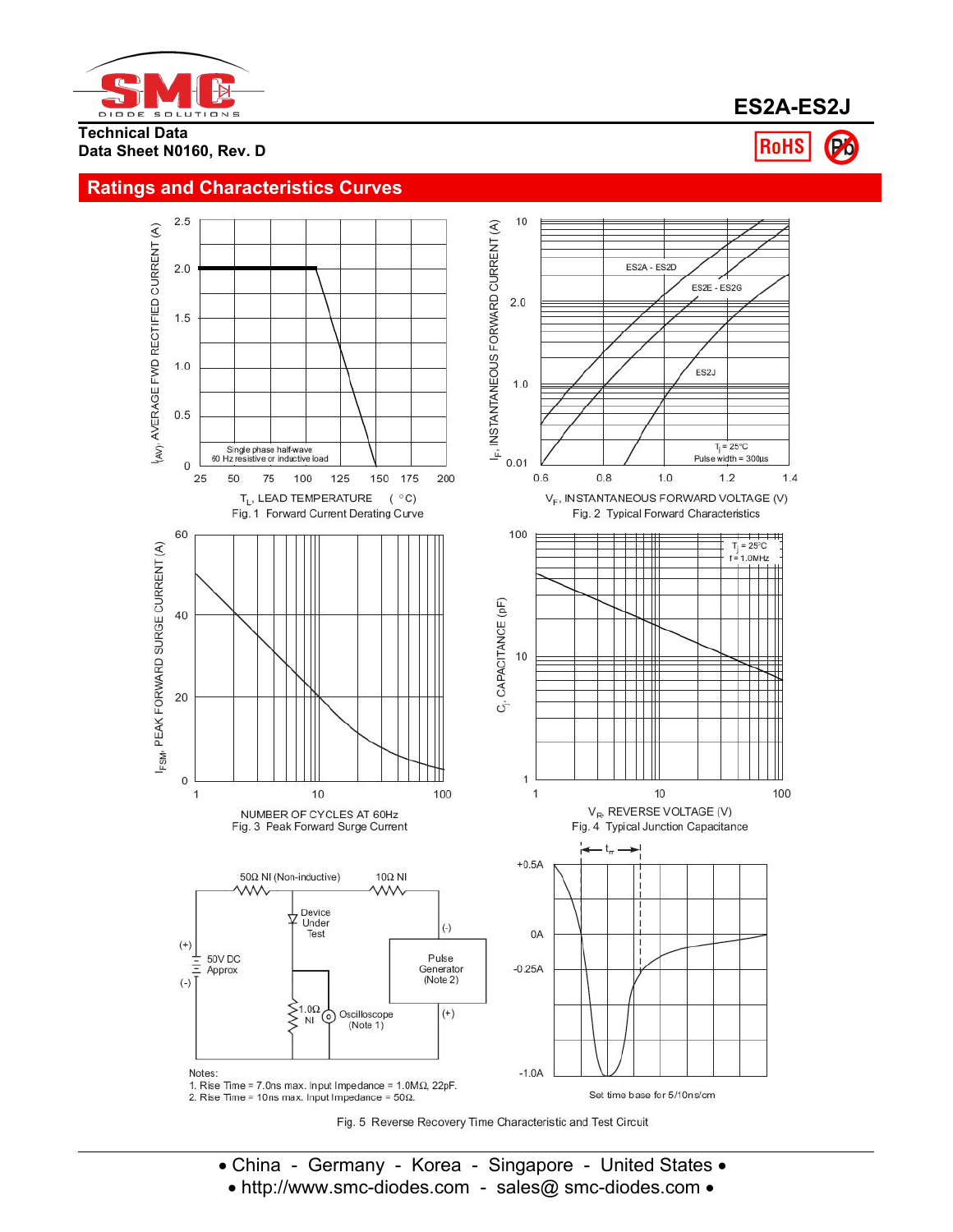## Ratings and Characteristics Curves

Single phase half-wave
60 Hz resistive or inductive load

$I_{(AV)}$, AVERAGE FWD RECTIFIED CURRENT (A)

$T_L$, LEAD TEMPERATURE (°C)

Fig. 1 Forward Current Derating Curve

ES2A - ES2D
ES2E - ES2G
ES2J

$T_j = 25°C$
Pulse width = 300µs

$I_F$, INSTANTANEOUS FORWARD CURRENT (A)

$V_F$, INSTANTANEOUS FORWARD VOLTAGE (V)

Fig. 2 Typical Forward Characteristics

$I_{FSM}$, PEAK FORWARD SURGE CURRENT (A)

NUMBER OF CYCLES AT 60Hz

Fig. 3 Peak Forward Surge Current

$T_j = 25°C$
f = 1.0MHz

$C_j$, CAPACITANCE (pF)

$V_R$, REVERSE VOLTAGE (V)

Fig. 4 Typical Junction Capacitance

50Ω NI (Non-inductive)
10Ω NI
Device Under Test
50V DC Approx
Pulse Generator (Note 2)
1.0Ω NI
Oscilloscope (Note 1)

Notes:
1. Rise Time = 7.0ns max. Input Impedance = 1.0MΩ, 22pF.
2. Rise Time = 10ns max. Input Impedance = 50Ω.

$t_{rr}$

+0.5A
0A
-0.25A
-1.0A

Set time base for 5/10ns/cm

Fig. 5 Reverse Recovery Time Characteristic and Test Circuit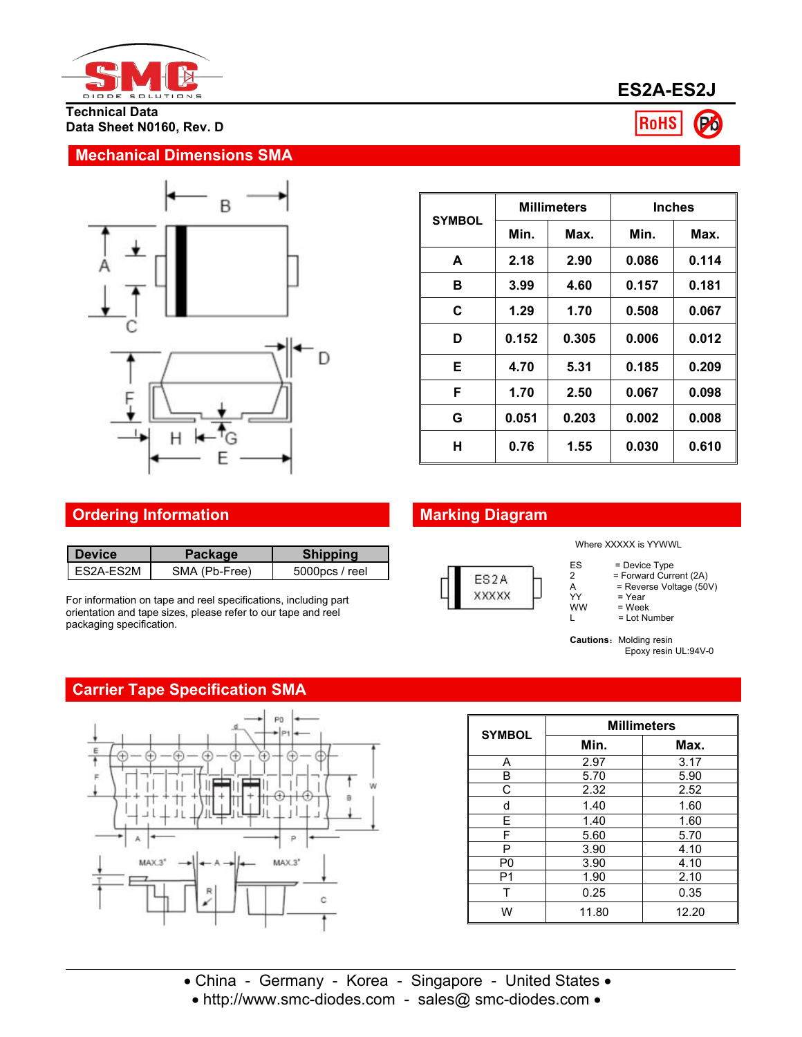# ES2A-ES2J

**Technical Data**
**Data Sheet N0160, Rev. D**

RoHS

## Mechanical Dimensions SMA

| SYMBOL | Millimeters | | Inches | |
|---|---|---|---|---|
| | Min. | Max. | Min. | Max. |
| A | 2.18 | 2.90 | 0.086 | 0.114 |
| B | 3.99 | 4.60 | 0.157 | 0.181 |
| C | 1.29 | 1.70 | 0.508 | 0.067 |
| D | 0.152 | 0.305 | 0.006 | 0.012 |
| E | 4.70 | 5.31 | 0.185 | 0.209 |
| F | 1.70 | 2.50 | 0.067 | 0.098 |
| G | 0.051 | 0.203 | 0.002 | 0.008 |
| H | 0.76 | 1.55 | 0.030 | 0.610 |

## Ordering Information

| Device | Package | Shipping |
|---|---|---|
| ES2A-ES2M | SMA (Pb-Free) | 5000pcs / reel |

For information on tape and reel specifications, including part orientation and tape sizes, please refer to our tape and reel packaging specification.

## Marking Diagram

ES2A
XXXXX

Where XXXXX is YYWWL

ES = Device Type
2 = Forward Current (2A)
A = Reverse Voltage (50V)
YY = Year
WW = Week
L = Lot Number

**Cautions:** Molding resin
Epoxy resin UL:94V-0

## Carrier Tape Specification SMA

| SYMBOL | Millimeters | |
|---|---|---|
| | Min. | Max. |
| A | 2.97 | 3.17 |
| B | 5.70 | 5.90 |
| C | 2.32 | 2.52 |
| d | 1.40 | 1.60 |
| E | 1.40 | 1.60 |
| F | 5.60 | 5.70 |
| P | 3.90 | 4.10 |
| P0 | 3.90 | 4.10 |
| P1 | 1.90 | 2.10 |
| T | 0.25 | 0.35 |
| W | 11.80 | 12.20 |

• China - Germany - Korea - Singapore - United States •
• http://www.smc-diodes.com - sales@ smc-diodes.com •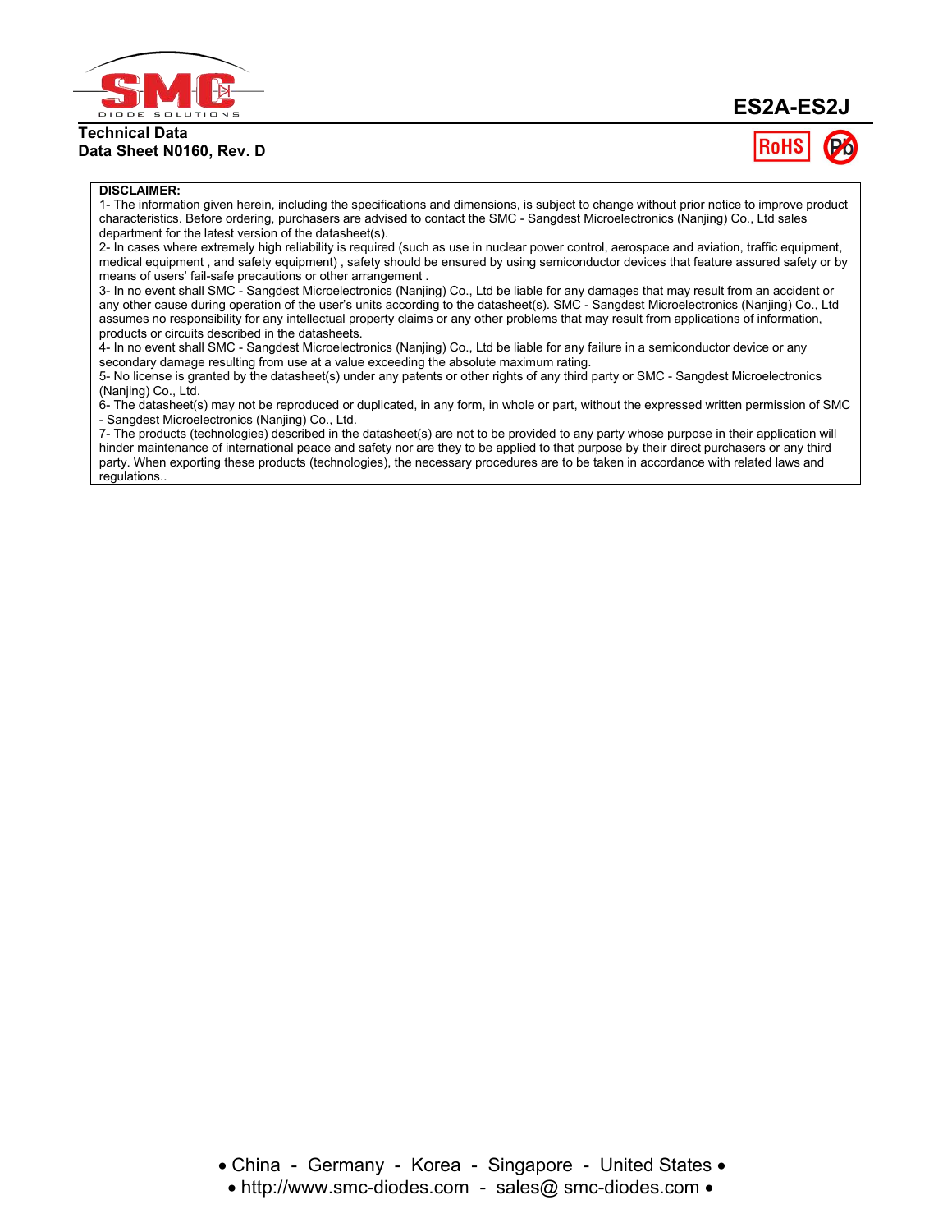**DISCLAIMER:**

1- The information given herein, including the specifications and dimensions, is subject to change without prior notice to improve product characteristics. Before ordering, purchasers are advised to contact the SMC - Sangdest Microelectronics (Nanjing) Co., Ltd sales department for the latest version of the datasheet(s).

2- In cases where extremely high reliability is required (such as use in nuclear power control, aerospace and aviation, traffic equipment, medical equipment , and safety equipment) , safety should be ensured by using semiconductor devices that feature assured safety or by means of users' fail-safe precautions or other arrangement .

3- In no event shall SMC - Sangdest Microelectronics (Nanjing) Co., Ltd be liable for any damages that may result from an accident or any other cause during operation of the user's units according to the datasheet(s). SMC - Sangdest Microelectronics (Nanjing) Co., Ltd assumes no responsibility for any intellectual property claims or any other problems that may result from applications of information, products or circuits described in the datasheets.

4- In no event shall SMC - Sangdest Microelectronics (Nanjing) Co., Ltd be liable for any failure in a semiconductor device or any secondary damage resulting from use at a value exceeding the absolute maximum rating.

5- No license is granted by the datasheet(s) under any patents or other rights of any third party or SMC - Sangdest Microelectronics (Nanjing) Co., Ltd.

6- The datasheet(s) may not be reproduced or duplicated, in any form, in whole or part, without the expressed written permission of SMC - Sangdest Microelectronics (Nanjing) Co., Ltd.

7- The products (technologies) described in the datasheet(s) are not to be provided to any party whose purpose in their application will hinder maintenance of international peace and safety nor are they to be applied to that purpose by their direct purchasers or any third party. When exporting these products (technologies), the necessary procedures are to be taken in accordance with related laws and regulations..